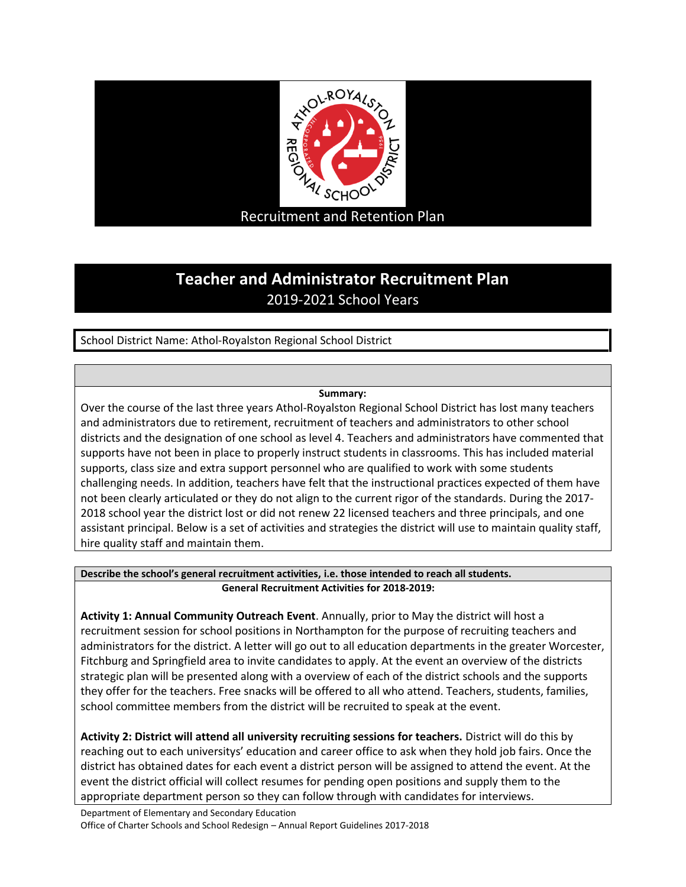Recruitment and Retention Plan

# Teacher and Administrator Recruitment Plan

2019-2021 School Years

School District Name: Athol-Royalston Regional School District

**Summary:**

Over the course of the last three years Athol-Royalston Regional School District has lost many teachers and administrators due to retirement, recruitment of teachers and administrators to other school districts and the designation of one school as level 4. Teachers and administrators have commented that supports have not been in place to properly instruct students in classrooms. This has included material supports, class size and extra support personnel who are qualified to work with some students challenging needs. In addition, teachers have felt that the instructional practices expected of them have not been clearly articulated or they do not align to the current rigor of the standards. During the 2017-2018 school year the district lost or did not renew 22 licensed teachers and three principals, and one assistant principal. Below is a set of activities and strategies the district will use to maintain quality staff, hire quality staff and maintain them.

**Describe the school's general recruitment activities, i.e. those intended to reach all students.**

**General Recruitment Activities for 2018-2019:**

**Activity 1: Annual Community Outreach Event**. Annually, prior to May the district will host a recruitment session for school positions in Northampton for the purpose of recruiting teachers and administrators for the district. A letter will go out to all education departments in the greater Worcester, Fitchburg and Springfield area to invite candidates to apply. At the event an overview of the districts strategic plan will be presented along with a overview of each of the district schools and the supports they offer for the teachers. Free snacks will be offered to all who attend. Teachers, students, families, school committee members from the district will be recruited to speak at the event.

**Activity 2: District will attend all university recruiting sessions for teachers.** District will do this by reaching out to each universitys' education and career office to ask when they hold job fairs. Once the district has obtained dates for each event a district person will be assigned to attend the event. At the event the district official will collect resumes for pending open positions and supply them to the appropriate department person so they can follow through with candidates for interviews.

Department of Elementary and Secondary Education
Office of Charter Schools and School Redesign – Annual Report Guidelines 2017-2018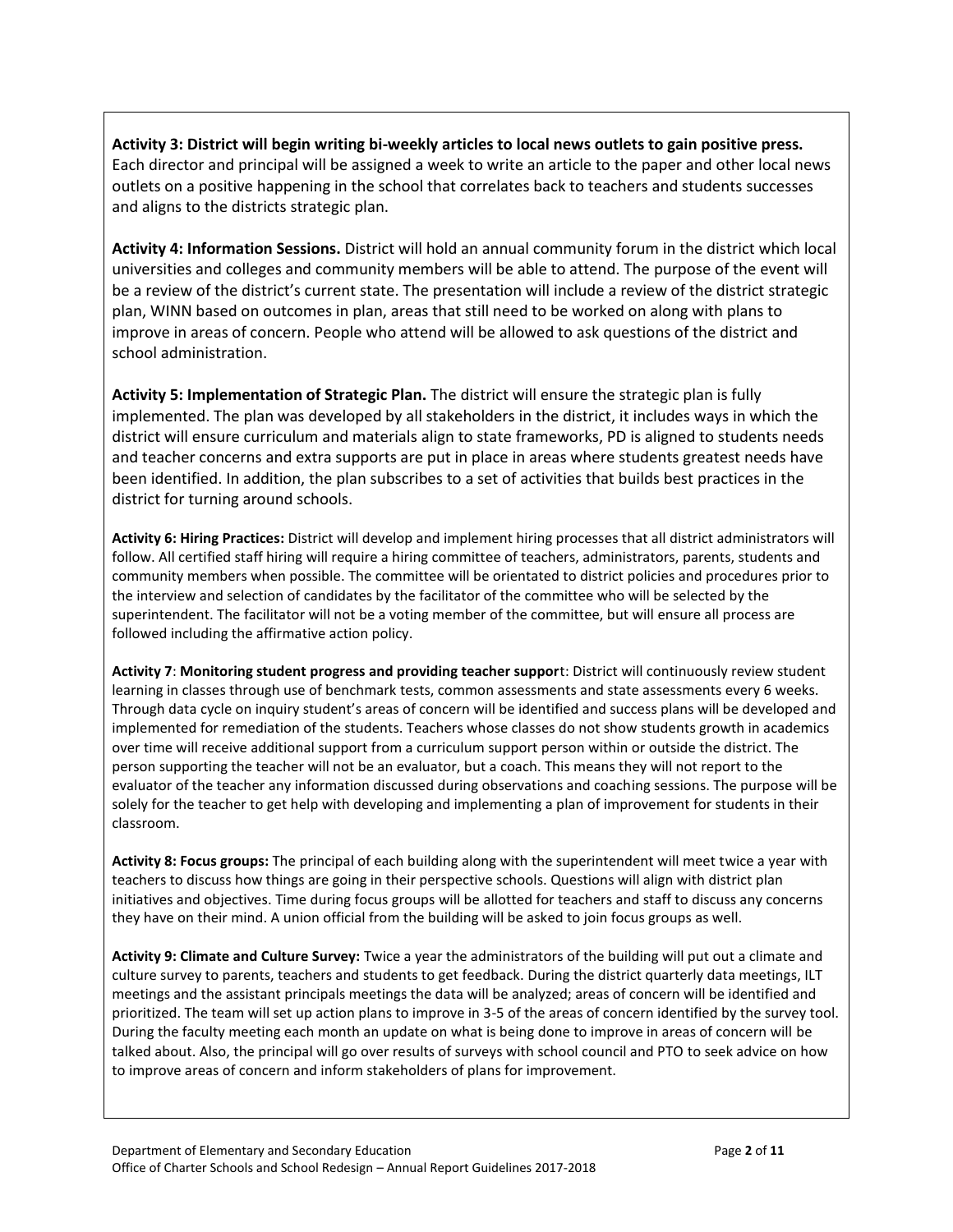**Activity 3: District will begin writing bi-weekly articles to local news outlets to gain positive press.** Each director and principal will be assigned a week to write an article to the paper and other local news outlets on a positive happening in the school that correlates back to teachers and students successes and aligns to the districts strategic plan.

**Activity 4: Information Sessions.** District will hold an annual community forum in the district which local universities and colleges and community members will be able to attend. The purpose of the event will be a review of the district's current state. The presentation will include a review of the district strategic plan, WINN based on outcomes in plan, areas that still need to be worked on along with plans to improve in areas of concern. People who attend will be allowed to ask questions of the district and school administration.

**Activity 5: Implementation of Strategic Plan.** The district will ensure the strategic plan is fully implemented. The plan was developed by all stakeholders in the district, it includes ways in which the district will ensure curriculum and materials align to state frameworks, PD is aligned to students needs and teacher concerns and extra supports are put in place in areas where students greatest needs have been identified. In addition, the plan subscribes to a set of activities that builds best practices in the district for turning around schools.

**Activity 6: Hiring Practices:** District will develop and implement hiring processes that all district administrators will follow. All certified staff hiring will require a hiring committee of teachers, administrators, parents, students and community members when possible. The committee will be orientated to district policies and procedures prior to the interview and selection of candidates by the facilitator of the committee who will be selected by the superintendent. The facilitator will not be a voting member of the committee, but will ensure all process are followed including the affirmative action policy.

**Activity 7**: **Monitoring student progress and providing teacher suppor**t: District will continuously review student learning in classes through use of benchmark tests, common assessments and state assessments every 6 weeks. Through data cycle on inquiry student's areas of concern will be identified and success plans will be developed and implemented for remediation of the students. Teachers whose classes do not show students growth in academics over time will receive additional support from a curriculum support person within or outside the district. The person supporting the teacher will not be an evaluator, but a coach. This means they will not report to the evaluator of the teacher any information discussed during observations and coaching sessions. The purpose will be solely for the teacher to get help with developing and implementing a plan of improvement for students in their classroom.

**Activity 8: Focus groups:** The principal of each building along with the superintendent will meet twice a year with teachers to discuss how things are going in their perspective schools. Questions will align with district plan initiatives and objectives. Time during focus groups will be allotted for teachers and staff to discuss any concerns they have on their mind. A union official from the building will be asked to join focus groups as well.

**Activity 9: Climate and Culture Survey:** Twice a year the administrators of the building will put out a climate and culture survey to parents, teachers and students to get feedback. During the district quarterly data meetings, ILT meetings and the assistant principals meetings the data will be analyzed; areas of concern will be identified and prioritized. The team will set up action plans to improve in 3-5 of the areas of concern identified by the survey tool. During the faculty meeting each month an update on what is being done to improve in areas of concern will be talked about. Also, the principal will go over results of surveys with school council and PTO to seek advice on how to improve areas of concern and inform stakeholders of plans for improvement.